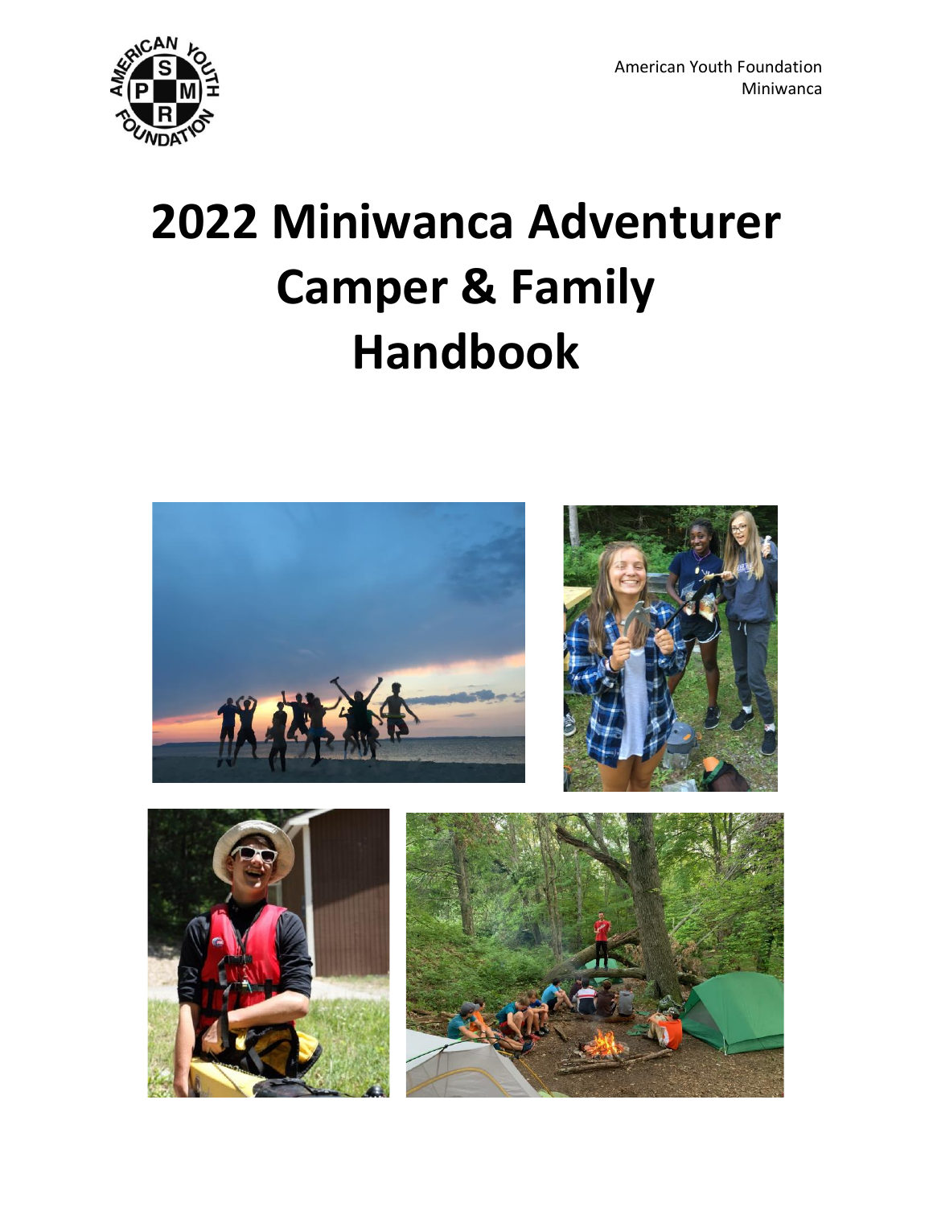American Youth Foundation
Miniwanca

# 2022 Miniwanca Adventurer Camper & Family Handbook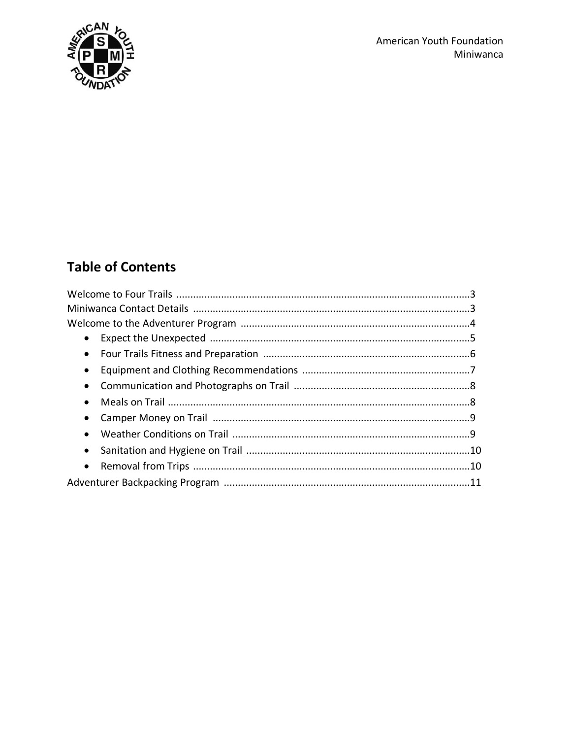American Youth Foundation
Miniwanca

## Table of Contents

Welcome to Four Trails ........................................................................................................3
Miniwanca Contact Details ..................................................................................................3
Welcome to the Adventurer Program .................................................................................4

- Expect the Unexpected ............................................................................................5
- Four Trails Fitness and Preparation .........................................................................6
- Equipment and Clothing Recommendations ............................................................7
- Communication and Photographs on Trail ...............................................................8
- Meals on Trail ...........................................................................................................8
- Camper Money on Trail ............................................................................................9
- Weather Conditions on Trail .....................................................................................9
- Sanitation and Hygiene on Trail ...............................................................................10
- Removal from Trips ..................................................................................................10

Adventurer Backpacking Program .......................................................................................11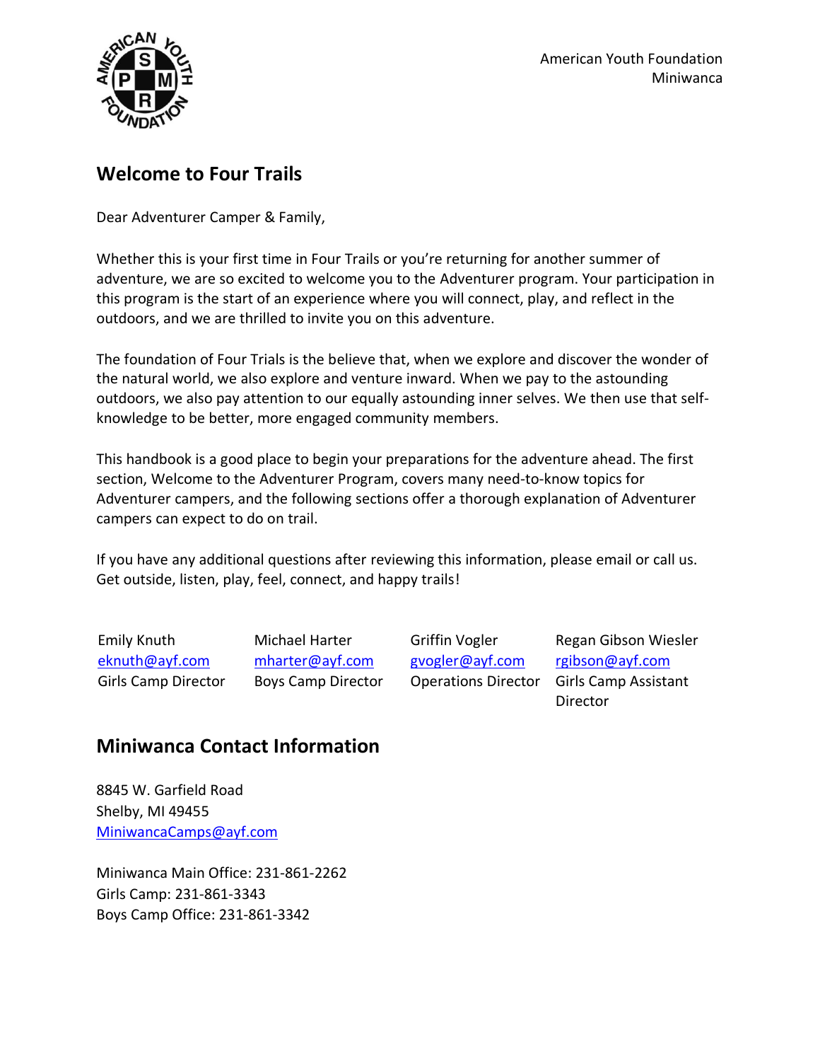American Youth Foundation
Miniwanca

## Welcome to Four Trails

Dear Adventurer Camper & Family,

Whether this is your first time in Four Trails or you're returning for another summer of adventure, we are so excited to welcome you to the Adventurer program. Your participation in this program is the start of an experience where you will connect, play, and reflect in the outdoors, and we are thrilled to invite you on this adventure.

The foundation of Four Trials is the believe that, when we explore and discover the wonder of the natural world, we also explore and venture inward. When we pay to the astounding outdoors, we also pay attention to our equally astounding inner selves. We then use that self-knowledge to be better, more engaged community members.

This handbook is a good place to begin your preparations for the adventure ahead. The first section, Welcome to the Adventurer Program, covers many need-to-know topics for Adventurer campers, and the following sections offer a thorough explanation of Adventurer campers can expect to do on trail.

If you have any additional questions after reviewing this information, please email or call us. Get outside, listen, play, feel, connect, and happy trails!

| Emily Knuth | Michael Harter | Griffin Vogler | Regan Gibson Wiesler |
|---|---|---|---|
| eknuth@ayf.com | mharter@ayf.com | gvogler@ayf.com | rgibson@ayf.com |
| Girls Camp Director | Boys Camp Director | Operations Director | Girls Camp Assistant Director |

## Miniwanca Contact Information

8845 W. Garfield Road
Shelby, MI 49455
MiniwancaCamps@ayf.com

Miniwanca Main Office: 231-861-2262
Girls Camp: 231-861-3343
Boys Camp Office: 231-861-3342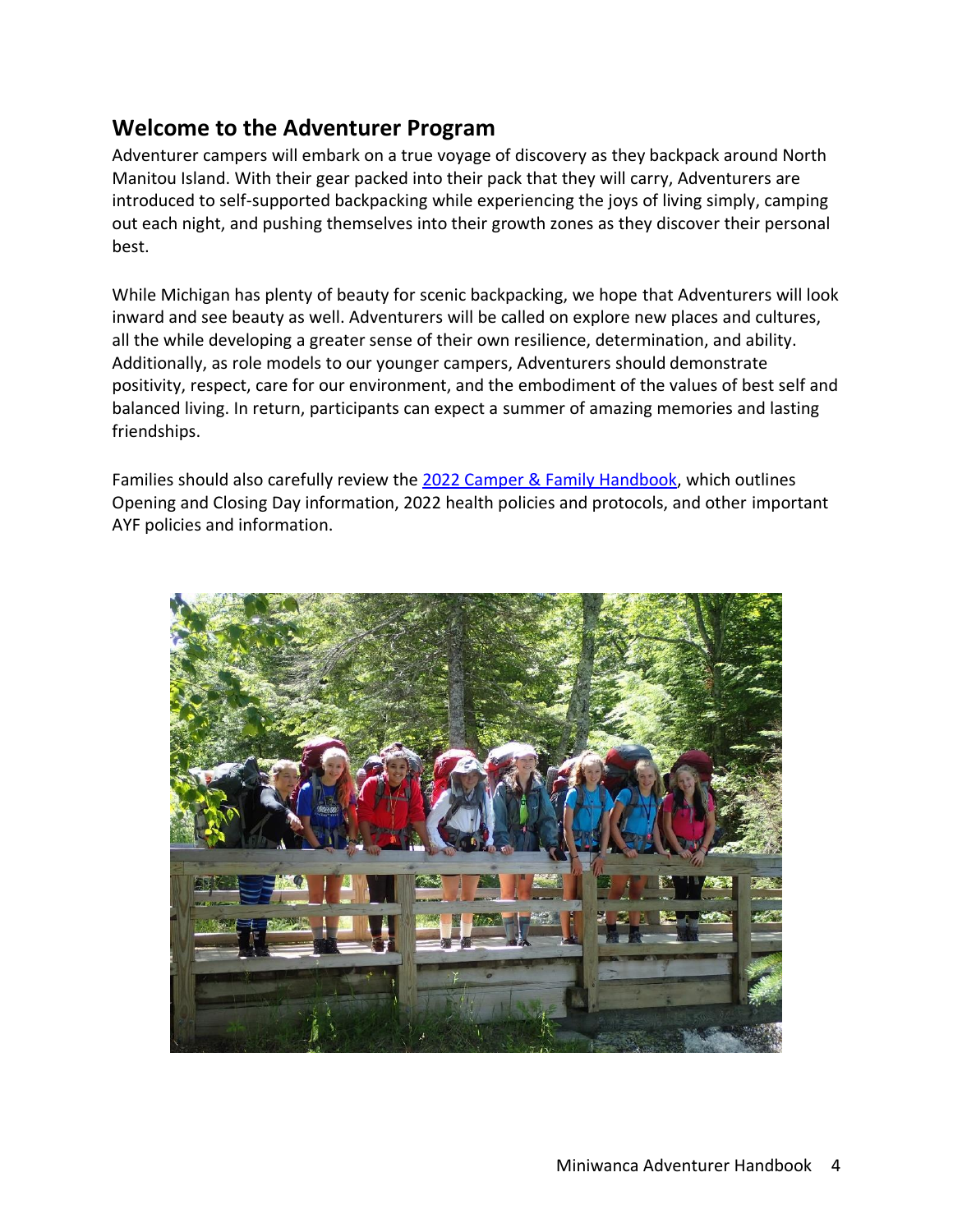## Welcome to the Adventurer Program

Adventurer campers will embark on a true voyage of discovery as they backpack around North Manitou Island. With their gear packed into their pack that they will carry, Adventurers are introduced to self-supported backpacking while experiencing the joys of living simply, camping out each night, and pushing themselves into their growth zones as they discover their personal best.

While Michigan has plenty of beauty for scenic backpacking, we hope that Adventurers will look inward and see beauty as well. Adventurers will be called on explore new places and cultures, all the while developing a greater sense of their own resilience, determination, and ability. Additionally, as role models to our younger campers, Adventurers should demonstrate positivity, respect, care for our environment, and the embodiment of the values of best self and balanced living. In return, participants can expect a summer of amazing memories and lasting friendships.

Families should also carefully review the [2022 Camper & Family Handbook](), which outlines Opening and Closing Day information, 2022 health policies and protocols, and other important AYF policies and information.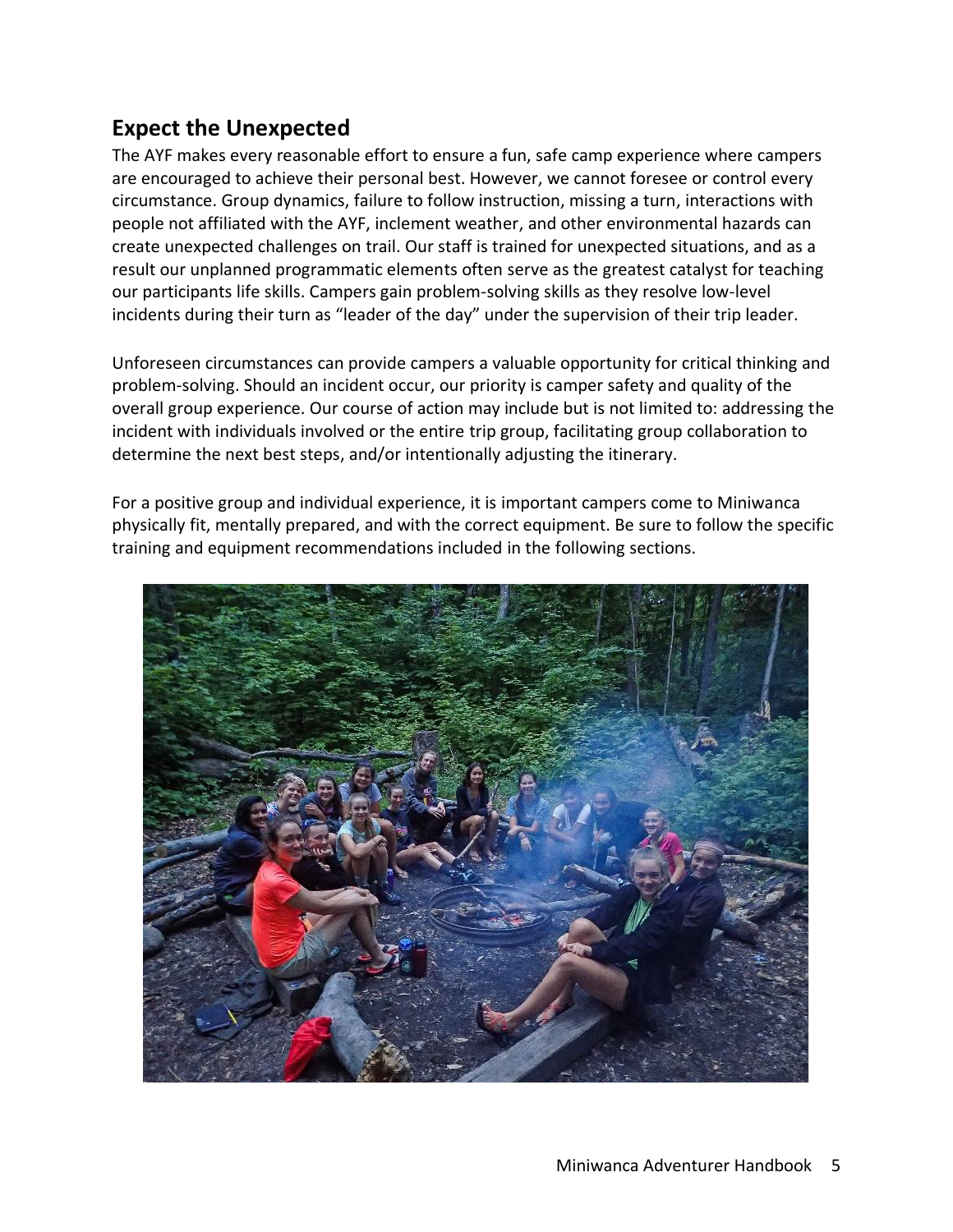## Expect the Unexpected

The AYF makes every reasonable effort to ensure a fun, safe camp experience where campers are encouraged to achieve their personal best. However, we cannot foresee or control every circumstance. Group dynamics, failure to follow instruction, missing a turn, interactions with people not affiliated with the AYF, inclement weather, and other environmental hazards can create unexpected challenges on trail. Our staff is trained for unexpected situations, and as a result our unplanned programmatic elements often serve as the greatest catalyst for teaching our participants life skills. Campers gain problem-solving skills as they resolve low-level incidents during their turn as "leader of the day" under the supervision of their trip leader.

Unforeseen circumstances can provide campers a valuable opportunity for critical thinking and problem-solving. Should an incident occur, our priority is camper safety and quality of the overall group experience. Our course of action may include but is not limited to: addressing the incident with individuals involved or the entire trip group, facilitating group collaboration to determine the next best steps, and/or intentionally adjusting the itinerary.

For a positive group and individual experience, it is important campers come to Miniwanca physically fit, mentally prepared, and with the correct equipment. Be sure to follow the specific training and equipment recommendations included in the following sections.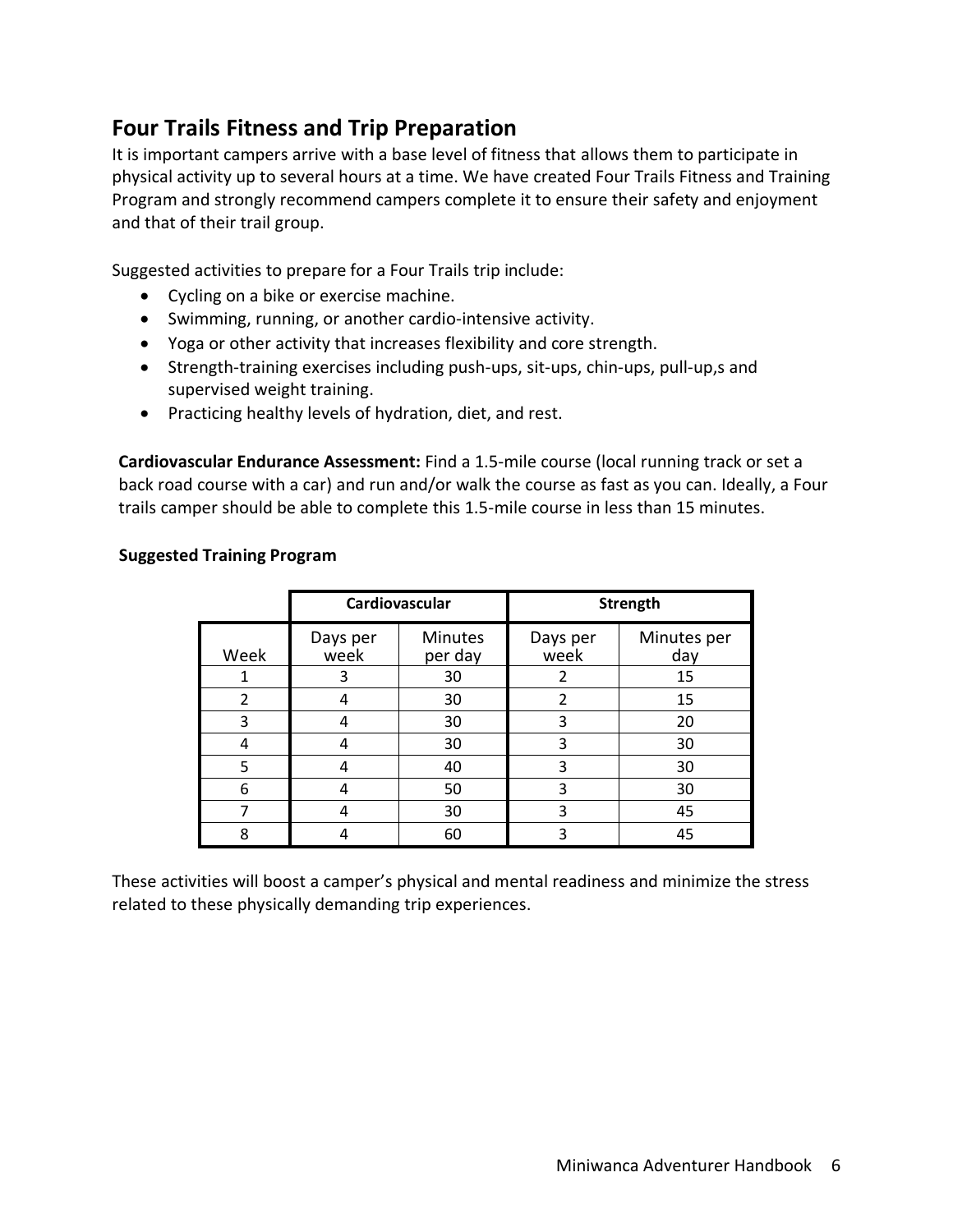## Four Trails Fitness and Trip Preparation

It is important campers arrive with a base level of fitness that allows them to participate in physical activity up to several hours at a time. We have created Four Trails Fitness and Training Program and strongly recommend campers complete it to ensure their safety and enjoyment and that of their trail group.

Suggested activities to prepare for a Four Trails trip include:

- Cycling on a bike or exercise machine.
- Swimming, running, or another cardio-intensive activity.
- Yoga or other activity that increases flexibility and core strength.
- Strength-training exercises including push-ups, sit-ups, chin-ups, pull-up,s and supervised weight training.
- Practicing healthy levels of hydration, diet, and rest.

**Cardiovascular Endurance Assessment:** Find a 1.5-mile course (local running track or set a back road course with a car) and run and/or walk the course as fast as you can. Ideally, a Four trails camper should be able to complete this 1.5-mile course in less than 15 minutes.

**Suggested Training Program**

| | Cardiovascular | | Strength | |
|---|---|---|---|---|
| Week | Days per week | Minutes per day | Days per week | Minutes per day |
| 1 | 3 | 30 | 2 | 15 |
| 2 | 4 | 30 | 2 | 15 |
| 3 | 4 | 30 | 3 | 20 |
| 4 | 4 | 30 | 3 | 30 |
| 5 | 4 | 40 | 3 | 30 |
| 6 | 4 | 50 | 3 | 30 |
| 7 | 4 | 30 | 3 | 45 |
| 8 | 4 | 60 | 3 | 45 |

These activities will boost a camper's physical and mental readiness and minimize the stress related to these physically demanding trip experiences.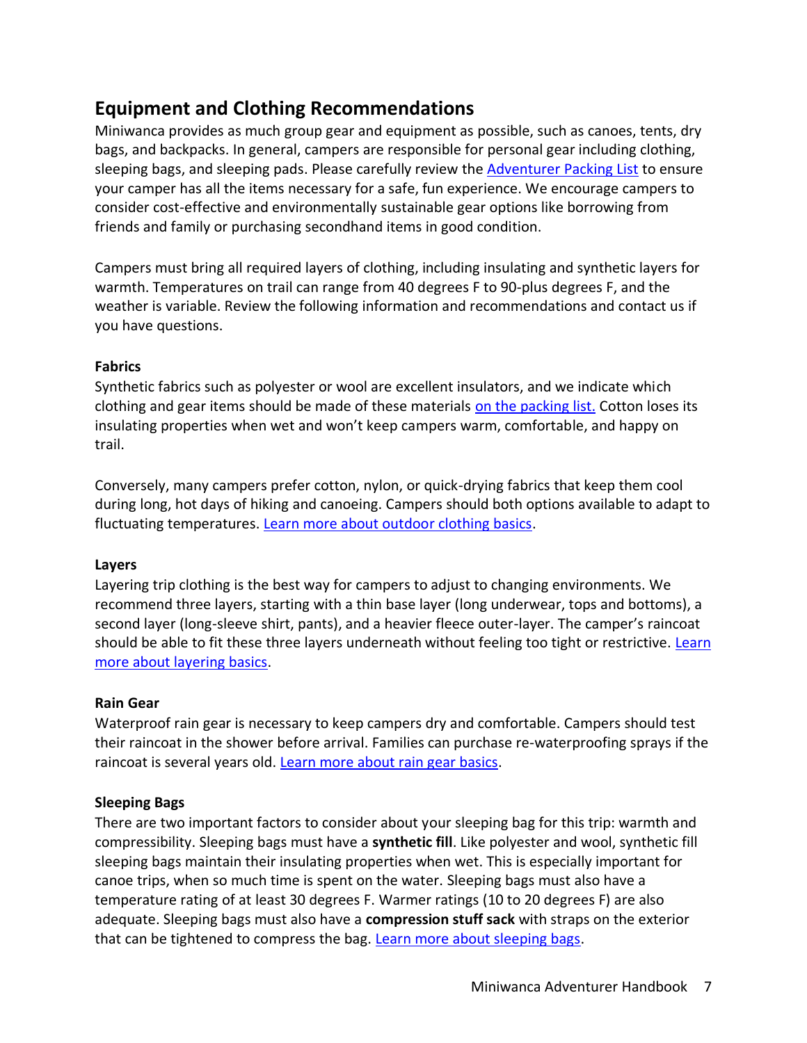## Equipment and Clothing Recommendations

Miniwanca provides as much group gear and equipment as possible, such as canoes, tents, dry bags, and backpacks. In general, campers are responsible for personal gear including clothing, sleeping bags, and sleeping pads. Please carefully review the Adventurer Packing List to ensure your camper has all the items necessary for a safe, fun experience. We encourage campers to consider cost-effective and environmentally sustainable gear options like borrowing from friends and family or purchasing secondhand items in good condition.

Campers must bring all required layers of clothing, including insulating and synthetic layers for warmth. Temperatures on trail can range from 40 degrees F to 90-plus degrees F, and the weather is variable. Review the following information and recommendations and contact us if you have questions.

**Fabrics**

Synthetic fabrics such as polyester or wool are excellent insulators, and we indicate which clothing and gear items should be made of these materials on the packing list. Cotton loses its insulating properties when wet and won't keep campers warm, comfortable, and happy on trail.

Conversely, many campers prefer cotton, nylon, or quick-drying fabrics that keep them cool during long, hot days of hiking and canoeing. Campers should both options available to adapt to fluctuating temperatures. Learn more about outdoor clothing basics.

**Layers**

Layering trip clothing is the best way for campers to adjust to changing environments. We recommend three layers, starting with a thin base layer (long underwear, tops and bottoms), a second layer (long-sleeve shirt, pants), and a heavier fleece outer-layer. The camper's raincoat should be able to fit these three layers underneath without feeling too tight or restrictive. Learn more about layering basics.

**Rain Gear**

Waterproof rain gear is necessary to keep campers dry and comfortable. Campers should test their raincoat in the shower before arrival. Families can purchase re-waterproofing sprays if the raincoat is several years old. Learn more about rain gear basics.

**Sleeping Bags**

There are two important factors to consider about your sleeping bag for this trip: warmth and compressibility. Sleeping bags must have a **synthetic fill**. Like polyester and wool, synthetic fill sleeping bags maintain their insulating properties when wet. This is especially important for canoe trips, when so much time is spent on the water. Sleeping bags must also have a temperature rating of at least 30 degrees F. Warmer ratings (10 to 20 degrees F) are also adequate. Sleeping bags must also have a **compression stuff sack** with straps on the exterior that can be tightened to compress the bag. Learn more about sleeping bags.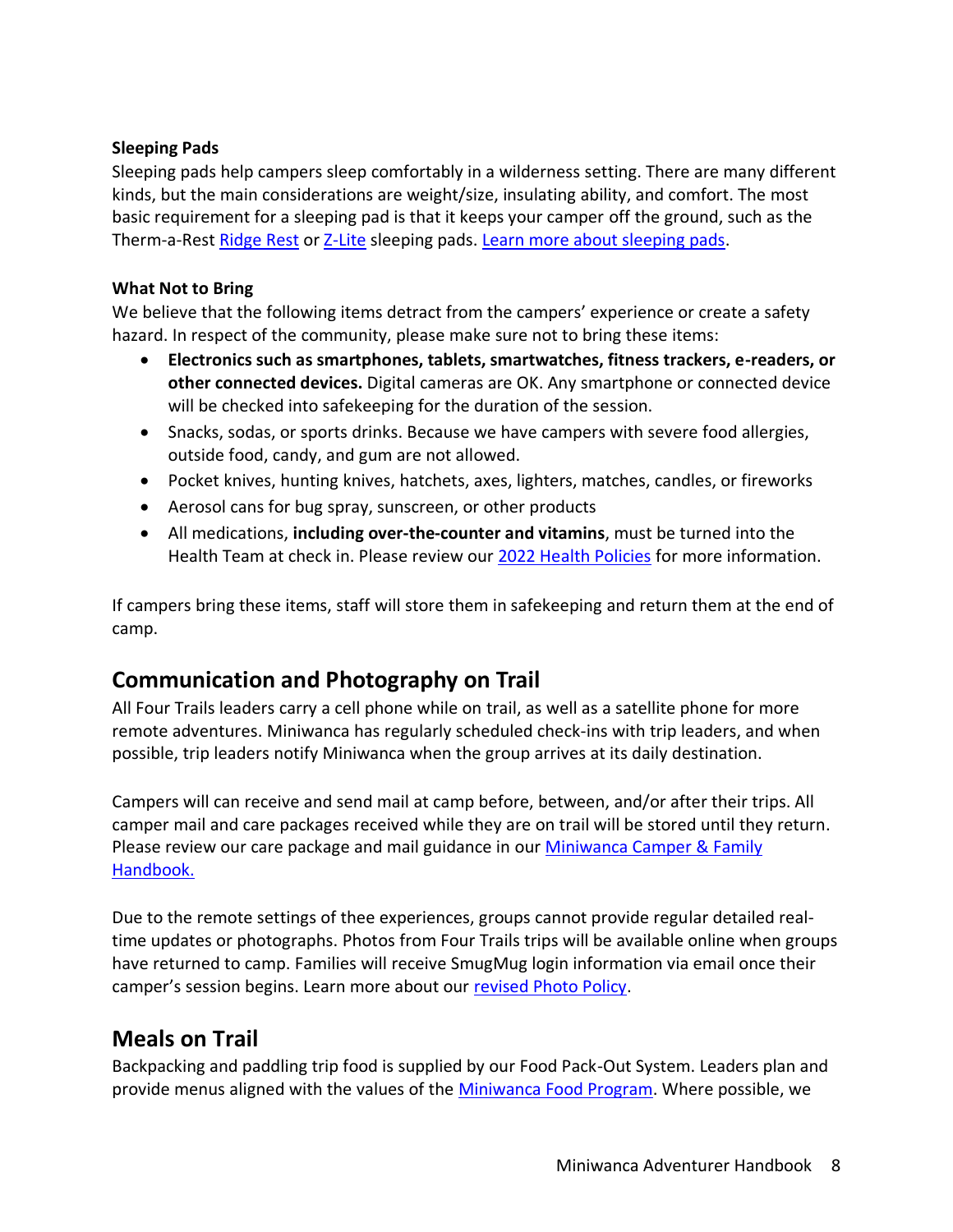**Sleeping Pads**

Sleeping pads help campers sleep comfortably in a wilderness setting. There are many different kinds, but the main considerations are weight/size, insulating ability, and comfort. The most basic requirement for a sleeping pad is that it keeps your camper off the ground, such as the Therm-a-Rest Ridge Rest or Z-Lite sleeping pads. Learn more about sleeping pads.

**What Not to Bring**

We believe that the following items detract from the campers' experience or create a safety hazard. In respect of the community, please make sure not to bring these items:

- **Electronics such as smartphones, tablets, smartwatches, fitness trackers, e-readers, or other connected devices.** Digital cameras are OK. Any smartphone or connected device will be checked into safekeeping for the duration of the session.
- Snacks, sodas, or sports drinks. Because we have campers with severe food allergies, outside food, candy, and gum are not allowed.
- Pocket knives, hunting knives, hatchets, axes, lighters, matches, candles, or fireworks
- Aerosol cans for bug spray, sunscreen, or other products
- All medications, **including over-the-counter and vitamins**, must be turned into the Health Team at check in. Please review our 2022 Health Policies for more information.

If campers bring these items, staff will store them in safekeeping and return them at the end of camp.

## Communication and Photography on Trail

All Four Trails leaders carry a cell phone while on trail, as well as a satellite phone for more remote adventures. Miniwanca has regularly scheduled check-ins with trip leaders, and when possible, trip leaders notify Miniwanca when the group arrives at its daily destination.

Campers will can receive and send mail at camp before, between, and/or after their trips. All camper mail and care packages received while they are on trail will be stored until they return. Please review our care package and mail guidance in our Miniwanca Camper & Family Handbook.

Due to the remote settings of thee experiences, groups cannot provide regular detailed real-time updates or photographs. Photos from Four Trails trips will be available online when groups have returned to camp. Families will receive SmugMug login information via email once their camper's session begins. Learn more about our revised Photo Policy.

## Meals on Trail

Backpacking and paddling trip food is supplied by our Food Pack-Out System. Leaders plan and provide menus aligned with the values of the Miniwanca Food Program. Where possible, we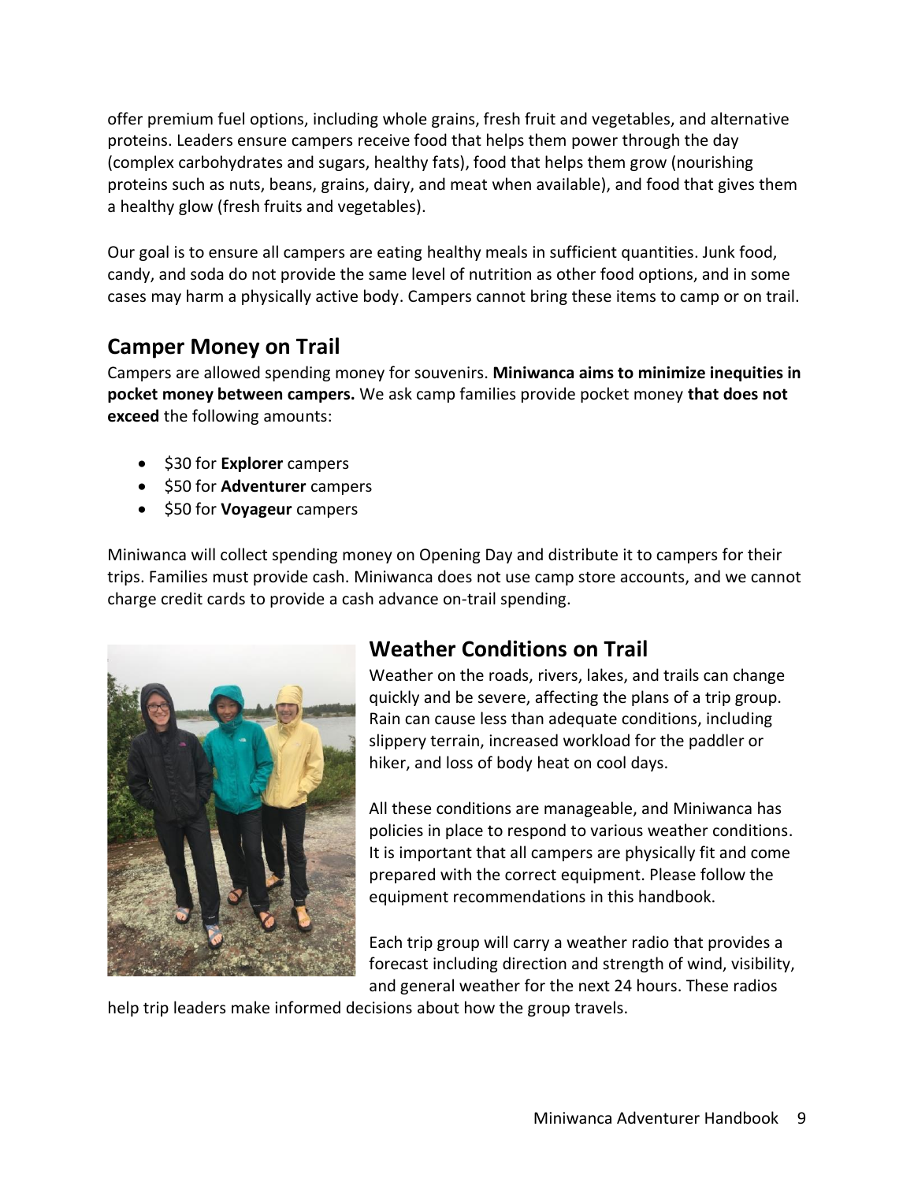offer premium fuel options, including whole grains, fresh fruit and vegetables, and alternative proteins. Leaders ensure campers receive food that helps them power through the day (complex carbohydrates and sugars, healthy fats), food that helps them grow (nourishing proteins such as nuts, beans, grains, dairy, and meat when available), and food that gives them a healthy glow (fresh fruits and vegetables).

Our goal is to ensure all campers are eating healthy meals in sufficient quantities. Junk food, candy, and soda do not provide the same level of nutrition as other food options, and in some cases may harm a physically active body. Campers cannot bring these items to camp or on trail.

## Camper Money on Trail

Campers are allowed spending money for souvenirs. **Miniwanca aims to minimize inequities in pocket money between campers.** We ask camp families provide pocket money **that does not exceed** the following amounts:

- $30 for **Explorer** campers
- $50 for **Adventurer** campers
- $50 for **Voyageur** campers

Miniwanca will collect spending money on Opening Day and distribute it to campers for their trips. Families must provide cash. Miniwanca does not use camp store accounts, and we cannot charge credit cards to provide a cash advance on-trail spending.

## Weather Conditions on Trail

Weather on the roads, rivers, lakes, and trails can change quickly and be severe, affecting the plans of a trip group. Rain can cause less than adequate conditions, including slippery terrain, increased workload for the paddler or hiker, and loss of body heat on cool days.

All these conditions are manageable, and Miniwanca has policies in place to respond to various weather conditions. It is important that all campers are physically fit and come prepared with the correct equipment. Please follow the equipment recommendations in this handbook.

Each trip group will carry a weather radio that provides a forecast including direction and strength of wind, visibility, and general weather for the next 24 hours. These radios help trip leaders make informed decisions about how the group travels.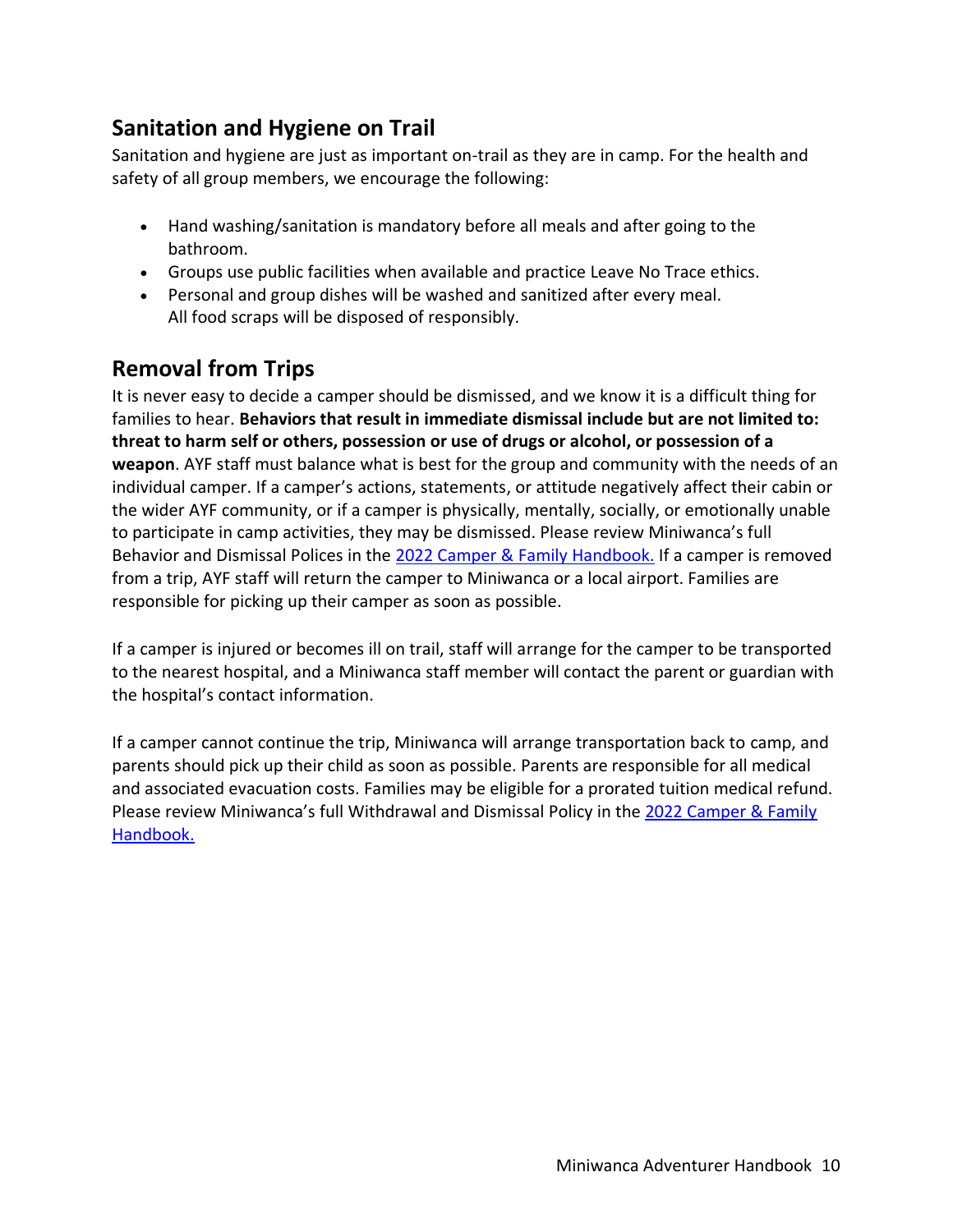## Sanitation and Hygiene on Trail

Sanitation and hygiene are just as important on-trail as they are in camp. For the health and safety of all group members, we encourage the following:

- Hand washing/sanitation is mandatory before all meals and after going to the bathroom.
- Groups use public facilities when available and practice Leave No Trace ethics.
- Personal and group dishes will be washed and sanitized after every meal. All food scraps will be disposed of responsibly.

## Removal from Trips

It is never easy to decide a camper should be dismissed, and we know it is a difficult thing for families to hear. **Behaviors that result in immediate dismissal include but are not limited to: threat to harm self or others, possession or use of drugs or alcohol, or possession of a weapon**. AYF staff must balance what is best for the group and community with the needs of an individual camper. If a camper's actions, statements, or attitude negatively affect their cabin or the wider AYF community, or if a camper is physically, mentally, socially, or emotionally unable to participate in camp activities, they may be dismissed. Please review Miniwanca's full Behavior and Dismissal Polices in the [2022 Camper & Family Handbook.]() If a camper is removed from a trip, AYF staff will return the camper to Miniwanca or a local airport. Families are responsible for picking up their camper as soon as possible.

If a camper is injured or becomes ill on trail, staff will arrange for the camper to be transported to the nearest hospital, and a Miniwanca staff member will contact the parent or guardian with the hospital's contact information.

If a camper cannot continue the trip, Miniwanca will arrange transportation back to camp, and parents should pick up their child as soon as possible. Parents are responsible for all medical and associated evacuation costs. Families may be eligible for a prorated tuition medical refund. Please review Miniwanca's full Withdrawal and Dismissal Policy in the [2022 Camper & Family Handbook.]()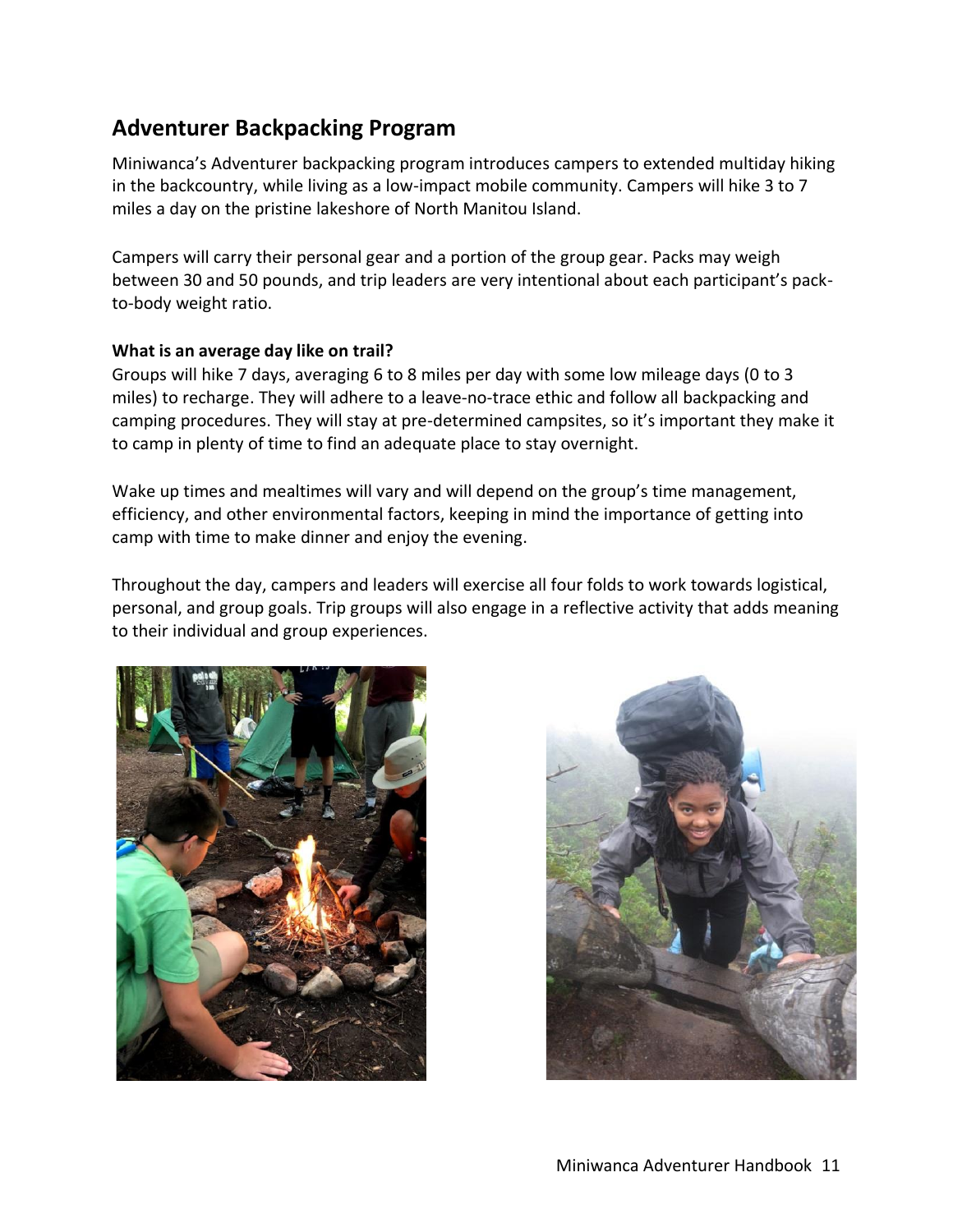## Adventurer Backpacking Program

Miniwanca's Adventurer backpacking program introduces campers to extended multiday hiking in the backcountry, while living as a low-impact mobile community. Campers will hike 3 to 7 miles a day on the pristine lakeshore of North Manitou Island.

Campers will carry their personal gear and a portion of the group gear. Packs may weigh between 30 and 50 pounds, and trip leaders are very intentional about each participant's pack-to-body weight ratio.

**What is an average day like on trail?**

Groups will hike 7 days, averaging 6 to 8 miles per day with some low mileage days (0 to 3 miles) to recharge. They will adhere to a leave-no-trace ethic and follow all backpacking and camping procedures. They will stay at pre-determined campsites, so it's important they make it to camp in plenty of time to find an adequate place to stay overnight.

Wake up times and mealtimes will vary and will depend on the group's time management, efficiency, and other environmental factors, keeping in mind the importance of getting into camp with time to make dinner and enjoy the evening.

Throughout the day, campers and leaders will exercise all four folds to work towards logistical, personal, and group goals. Trip groups will also engage in a reflective activity that adds meaning to their individual and group experiences.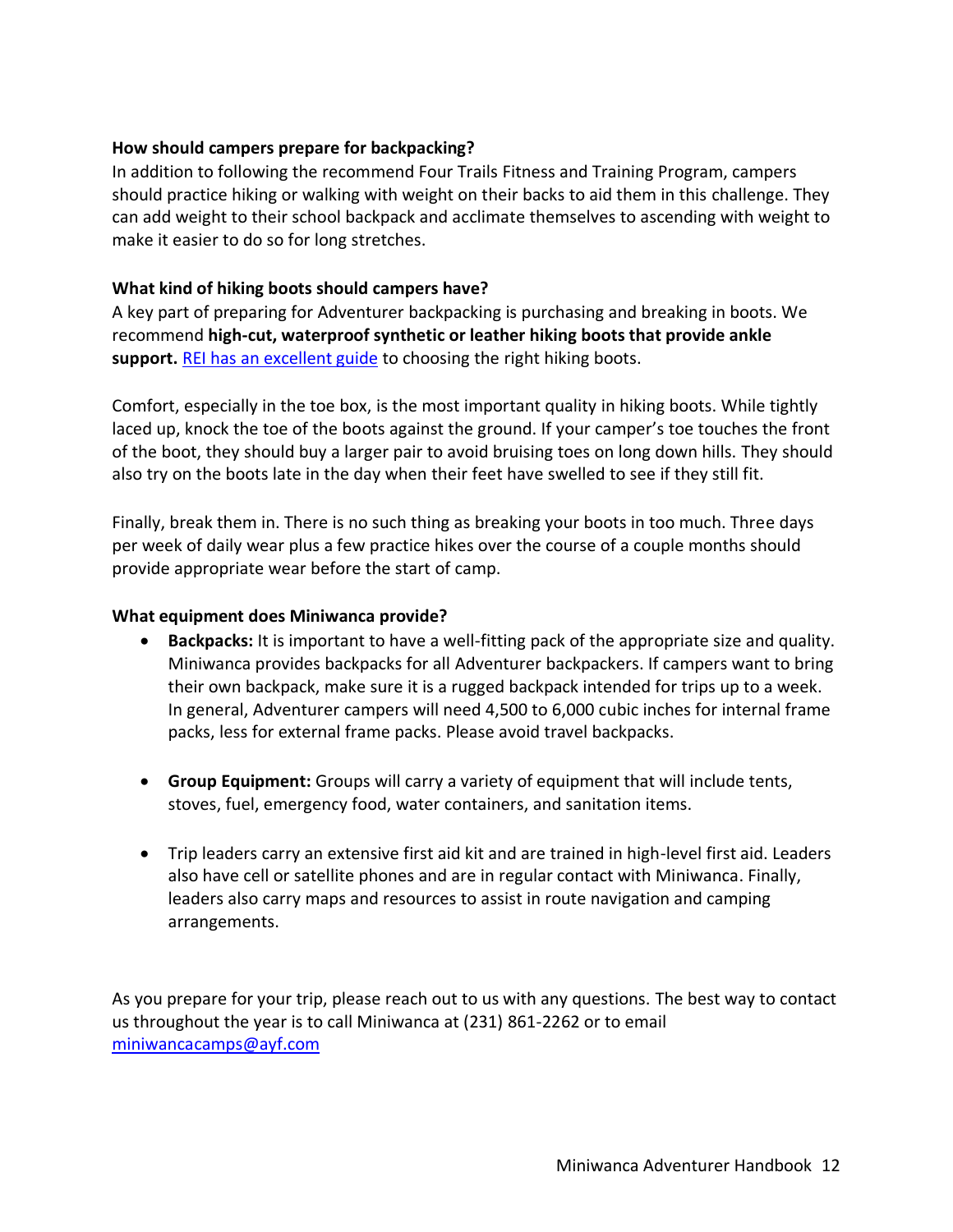**How should campers prepare for backpacking?**

In addition to following the recommend Four Trails Fitness and Training Program, campers should practice hiking or walking with weight on their backs to aid them in this challenge. They can add weight to their school backpack and acclimate themselves to ascending with weight to make it easier to do so for long stretches.

**What kind of hiking boots should campers have?**

A key part of preparing for Adventurer backpacking is purchasing and breaking in boots. We recommend **high-cut, waterproof synthetic or leather hiking boots that provide ankle support.** REI has an excellent guide to choosing the right hiking boots.

Comfort, especially in the toe box, is the most important quality in hiking boots. While tightly laced up, knock the toe of the boots against the ground. If your camper's toe touches the front of the boot, they should buy a larger pair to avoid bruising toes on long down hills. They should also try on the boots late in the day when their feet have swelled to see if they still fit.

Finally, break them in. There is no such thing as breaking your boots in too much. Three days per week of daily wear plus a few practice hikes over the course of a couple months should provide appropriate wear before the start of camp.

**What equipment does Miniwanca provide?**

- **Backpacks:** It is important to have a well-fitting pack of the appropriate size and quality. Miniwanca provides backpacks for all Adventurer backpackers. If campers want to bring their own backpack, make sure it is a rugged backpack intended for trips up to a week. In general, Adventurer campers will need 4,500 to 6,000 cubic inches for internal frame packs, less for external frame packs. Please avoid travel backpacks.

- **Group Equipment:** Groups will carry a variety of equipment that will include tents, stoves, fuel, emergency food, water containers, and sanitation items.

- Trip leaders carry an extensive first aid kit and are trained in high-level first aid. Leaders also have cell or satellite phones and are in regular contact with Miniwanca. Finally, leaders also carry maps and resources to assist in route navigation and camping arrangements.

As you prepare for your trip, please reach out to us with any questions. The best way to contact us throughout the year is to call Miniwanca at (231) 861-2262 or to email miniwancacamps@ayf.com